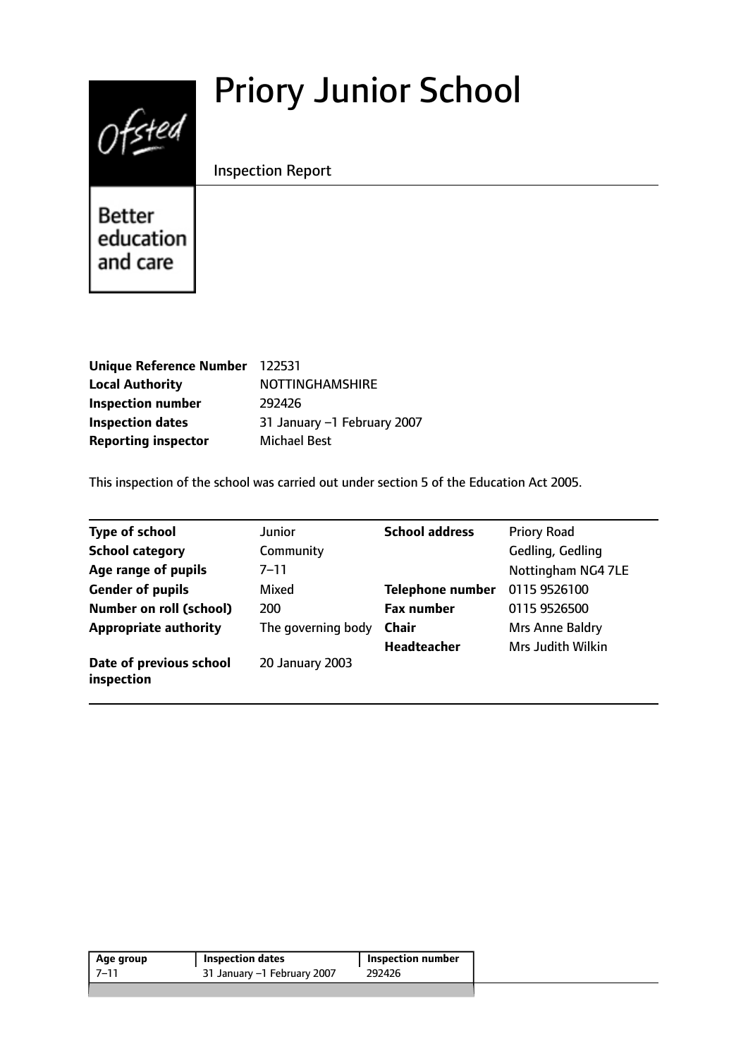Ofsted

Better education and care

# Priory Junior School

Inspection Report

| | |
|---|---|
| **Unique Reference Number** | 122531 |
| **Local Authority** | NOTTINGHAMSHIRE |
| **Inspection number** | 292426 |
| **Inspection dates** | 31 January –1 February 2007 |
| **Reporting inspector** | Michael Best |

This inspection of the school was carried out under section 5 of the Education Act 2005.

| | | | |
|---|---|---|---|
| **Type of school** | Junior | **School address** | Priory Road |
| **School category** | Community | | Gedling, Gedling |
| **Age range of pupils** | 7–11 | | Nottingham NG4 7LE |
| **Gender of pupils** | Mixed | **Telephone number** | 0115 9526100 |
| **Number on roll (school)** | 200 | **Fax number** | 0115 9526500 |
| **Appropriate authority** | The governing body | **Chair** | Mrs Anne Baldry |
| | | **Headteacher** | Mrs Judith Wilkin |
| **Date of previous school inspection** | 20 January 2003 | | |

| Age group | Inspection dates | Inspection number |
|---|---|---|
| 7–11 | 31 January –1 February 2007 | 292426 |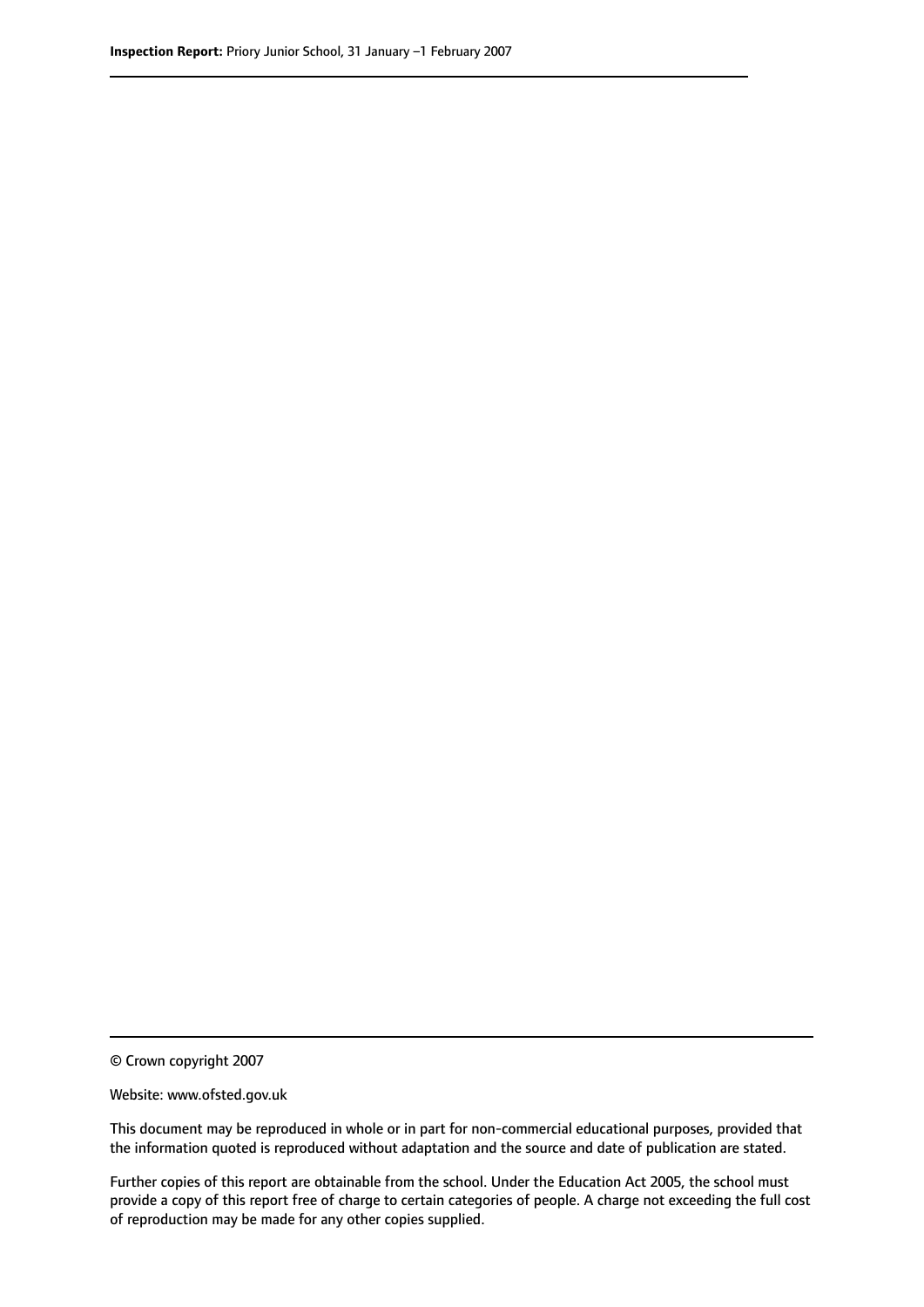© Crown copyright 2007

Website: www.ofsted.gov.uk

This document may be reproduced in whole or in part for non-commercial educational purposes, provided that the information quoted is reproduced without adaptation and the source and date of publication are stated.

Further copies of this report are obtainable from the school. Under the Education Act 2005, the school must provide a copy of this report free of charge to certain categories of people. A charge not exceeding the full cost of reproduction may be made for any other copies supplied.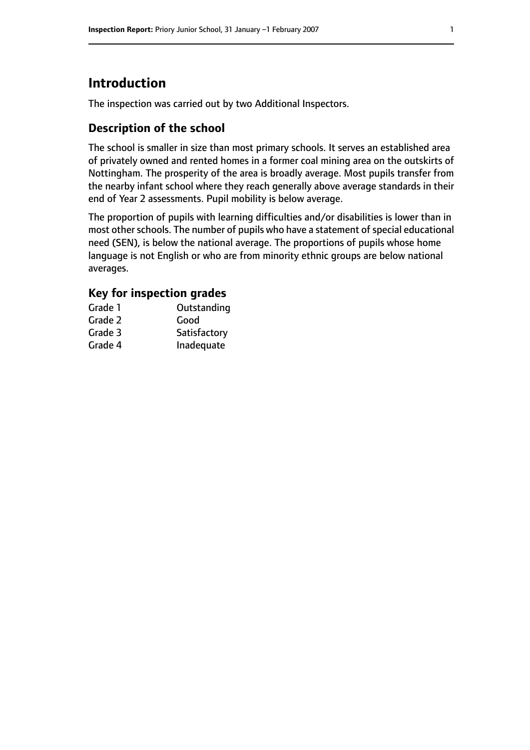# Introduction

The inspection was carried out by two Additional Inspectors.

## Description of the school

The school is smaller in size than most primary schools. It serves an established area of privately owned and rented homes in a former coal mining area on the outskirts of Nottingham. The prosperity of the area is broadly average. Most pupils transfer from the nearby infant school where they reach generally above average standards in their end of Year 2 assessments. Pupil mobility is below average.

The proportion of pupils with learning difficulties and/or disabilities is lower than in most other schools. The number of pupils who have a statement of special educational need (SEN), is below the national average. The proportions of pupils whose home language is not English or who are from minority ethnic groups are below national averages.

## Key for inspection grades

| | |
|---|---|
| Grade 1 | Outstanding |
| Grade 2 | Good |
| Grade 3 | Satisfactory |
| Grade 4 | Inadequate |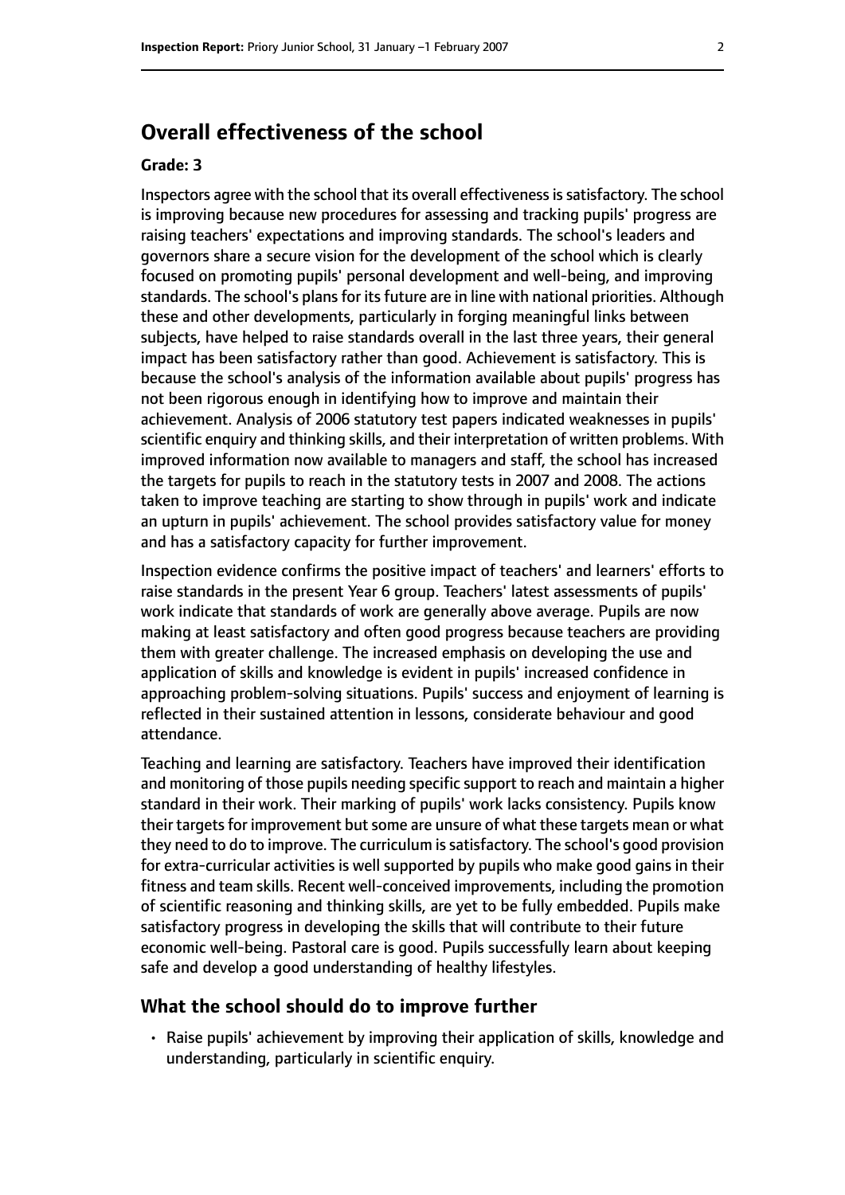# Overall effectiveness of the school

**Grade: 3**

Inspectors agree with the school that its overall effectiveness is satisfactory. The school is improving because new procedures for assessing and tracking pupils' progress are raising teachers' expectations and improving standards. The school's leaders and governors share a secure vision for the development of the school which is clearly focused on promoting pupils' personal development and well-being, and improving standards. The school's plans for its future are in line with national priorities. Although these and other developments, particularly in forging meaningful links between subjects, have helped to raise standards overall in the last three years, their general impact has been satisfactory rather than good. Achievement is satisfactory. This is because the school's analysis of the information available about pupils' progress has not been rigorous enough in identifying how to improve and maintain their achievement. Analysis of 2006 statutory test papers indicated weaknesses in pupils' scientific enquiry and thinking skills, and their interpretation of written problems. With improved information now available to managers and staff, the school has increased the targets for pupils to reach in the statutory tests in 2007 and 2008. The actions taken to improve teaching are starting to show through in pupils' work and indicate an upturn in pupils' achievement. The school provides satisfactory value for money and has a satisfactory capacity for further improvement.

Inspection evidence confirms the positive impact of teachers' and learners' efforts to raise standards in the present Year 6 group. Teachers' latest assessments of pupils' work indicate that standards of work are generally above average. Pupils are now making at least satisfactory and often good progress because teachers are providing them with greater challenge. The increased emphasis on developing the use and application of skills and knowledge is evident in pupils' increased confidence in approaching problem-solving situations. Pupils' success and enjoyment of learning is reflected in their sustained attention in lessons, considerate behaviour and good attendance.

Teaching and learning are satisfactory. Teachers have improved their identification and monitoring of those pupils needing specific support to reach and maintain a higher standard in their work. Their marking of pupils' work lacks consistency. Pupils know their targets for improvement but some are unsure of what these targets mean or what they need to do to improve. The curriculum is satisfactory. The school's good provision for extra-curricular activities is well supported by pupils who make good gains in their fitness and team skills. Recent well-conceived improvements, including the promotion of scientific reasoning and thinking skills, are yet to be fully embedded. Pupils make satisfactory progress in developing the skills that will contribute to their future economic well-being. Pastoral care is good. Pupils successfully learn about keeping safe and develop a good understanding of healthy lifestyles.

## What the school should do to improve further

- Raise pupils' achievement by improving their application of skills, knowledge and understanding, particularly in scientific enquiry.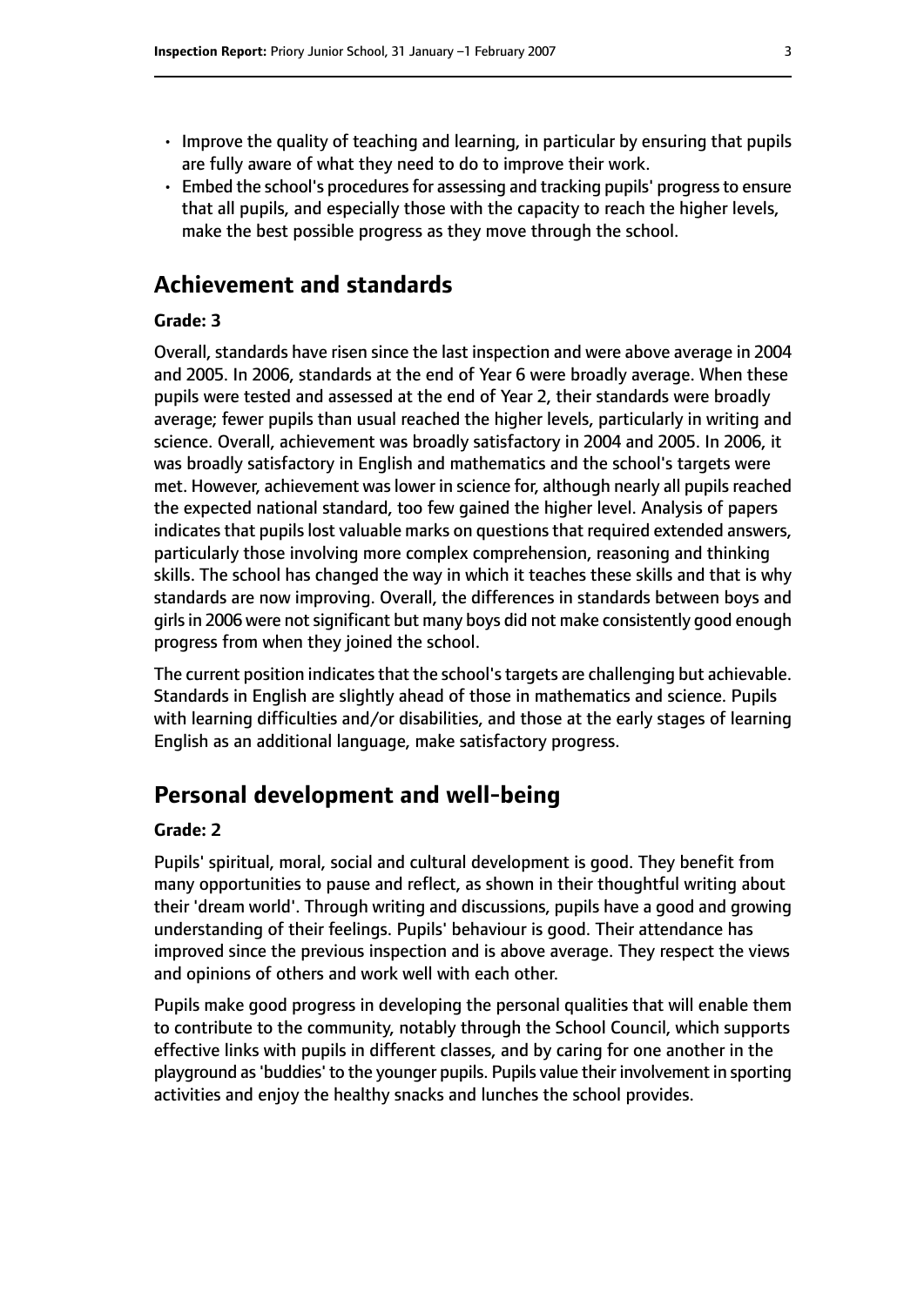- Improve the quality of teaching and learning, in particular by ensuring that pupils are fully aware of what they need to do to improve their work.
- Embed the school's procedures for assessing and tracking pupils' progress to ensure that all pupils, and especially those with the capacity to reach the higher levels, make the best possible progress as they move through the school.

# Achievement and standards

**Grade: 3**

Overall, standards have risen since the last inspection and were above average in 2004 and 2005. In 2006, standards at the end of Year 6 were broadly average. When these pupils were tested and assessed at the end of Year 2, their standards were broadly average; fewer pupils than usual reached the higher levels, particularly in writing and science. Overall, achievement was broadly satisfactory in 2004 and 2005. In 2006, it was broadly satisfactory in English and mathematics and the school's targets were met. However, achievement was lower in science for, although nearly all pupils reached the expected national standard, too few gained the higher level. Analysis of papers indicates that pupils lost valuable marks on questions that required extended answers, particularly those involving more complex comprehension, reasoning and thinking skills. The school has changed the way in which it teaches these skills and that is why standards are now improving. Overall, the differences in standards between boys and girls in 2006 were not significant but many boys did not make consistently good enough progress from when they joined the school.

The current position indicates that the school's targets are challenging but achievable. Standards in English are slightly ahead of those in mathematics and science. Pupils with learning difficulties and/or disabilities, and those at the early stages of learning English as an additional language, make satisfactory progress.

# Personal development and well-being

**Grade: 2**

Pupils' spiritual, moral, social and cultural development is good. They benefit from many opportunities to pause and reflect, as shown in their thoughtful writing about their 'dream world'. Through writing and discussions, pupils have a good and growing understanding of their feelings. Pupils' behaviour is good. Their attendance has improved since the previous inspection and is above average. They respect the views and opinions of others and work well with each other.

Pupils make good progress in developing the personal qualities that will enable them to contribute to the community, notably through the School Council, which supports effective links with pupils in different classes, and by caring for one another in the playground as 'buddies' to the younger pupils. Pupils value their involvement in sporting activities and enjoy the healthy snacks and lunches the school provides.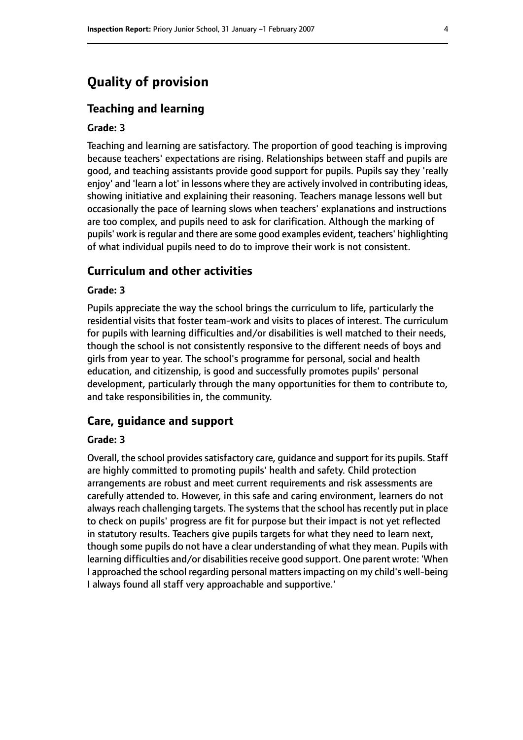# Quality of provision

## Teaching and learning

**Grade: 3**

Teaching and learning are satisfactory. The proportion of good teaching is improving because teachers' expectations are rising. Relationships between staff and pupils are good, and teaching assistants provide good support for pupils. Pupils say they 'really enjoy' and 'learn a lot' in lessons where they are actively involved in contributing ideas, showing initiative and explaining their reasoning. Teachers manage lessons well but occasionally the pace of learning slows when teachers' explanations and instructions are too complex, and pupils need to ask for clarification. Although the marking of pupils' work is regular and there are some good examples evident, teachers' highlighting of what individual pupils need to do to improve their work is not consistent.

## Curriculum and other activities

**Grade: 3**

Pupils appreciate the way the school brings the curriculum to life, particularly the residential visits that foster team-work and visits to places of interest. The curriculum for pupils with learning difficulties and/or disabilities is well matched to their needs, though the school is not consistently responsive to the different needs of boys and girls from year to year. The school's programme for personal, social and health education, and citizenship, is good and successfully promotes pupils' personal development, particularly through the many opportunities for them to contribute to, and take responsibilities in, the community.

## Care, guidance and support

**Grade: 3**

Overall, the school provides satisfactory care, guidance and support for its pupils. Staff are highly committed to promoting pupils' health and safety. Child protection arrangements are robust and meet current requirements and risk assessments are carefully attended to. However, in this safe and caring environment, learners do not always reach challenging targets. The systems that the school has recently put in place to check on pupils' progress are fit for purpose but their impact is not yet reflected in statutory results. Teachers give pupils targets for what they need to learn next, though some pupils do not have a clear understanding of what they mean. Pupils with learning difficulties and/or disabilities receive good support. One parent wrote: 'When I approached the school regarding personal matters impacting on my child's well-being I always found all staff very approachable and supportive.'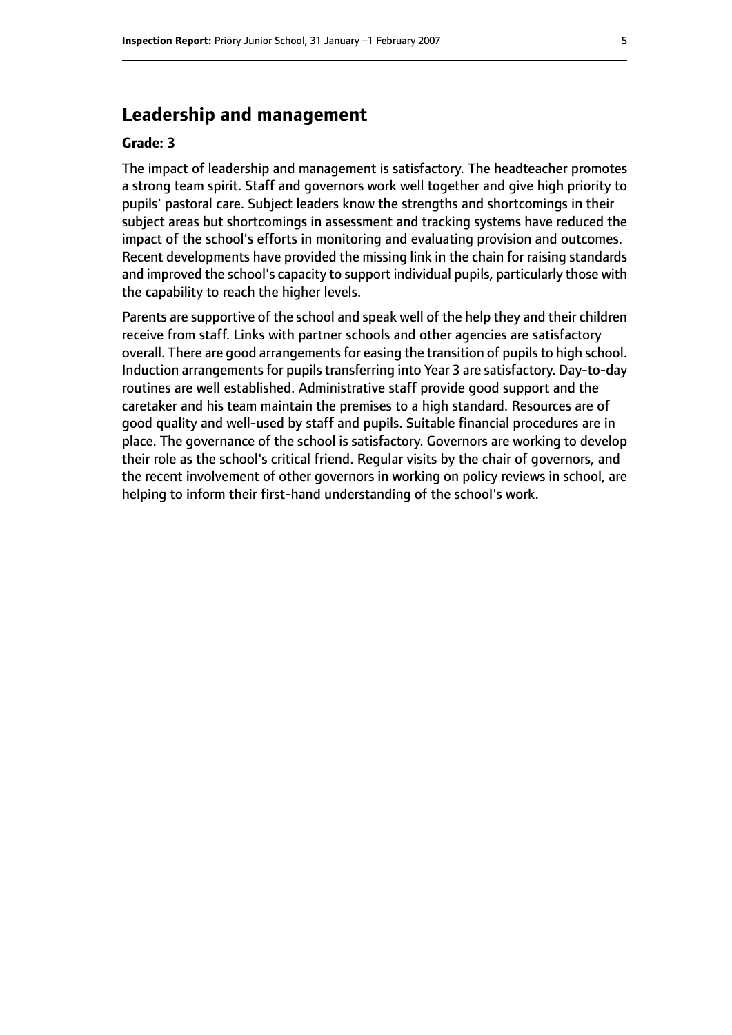## Leadership and management

**Grade: 3**

The impact of leadership and management is satisfactory. The headteacher promotes a strong team spirit. Staff and governors work well together and give high priority to pupils' pastoral care. Subject leaders know the strengths and shortcomings in their subject areas but shortcomings in assessment and tracking systems have reduced the impact of the school's efforts in monitoring and evaluating provision and outcomes. Recent developments have provided the missing link in the chain for raising standards and improved the school's capacity to support individual pupils, particularly those with the capability to reach the higher levels.

Parents are supportive of the school and speak well of the help they and their children receive from staff. Links with partner schools and other agencies are satisfactory overall. There are good arrangements for easing the transition of pupils to high school. Induction arrangements for pupils transferring into Year 3 are satisfactory. Day-to-day routines are well established. Administrative staff provide good support and the caretaker and his team maintain the premises to a high standard. Resources are of good quality and well-used by staff and pupils. Suitable financial procedures are in place. The governance of the school is satisfactory. Governors are working to develop their role as the school's critical friend. Regular visits by the chair of governors, and the recent involvement of other governors in working on policy reviews in school, are helping to inform their first-hand understanding of the school's work.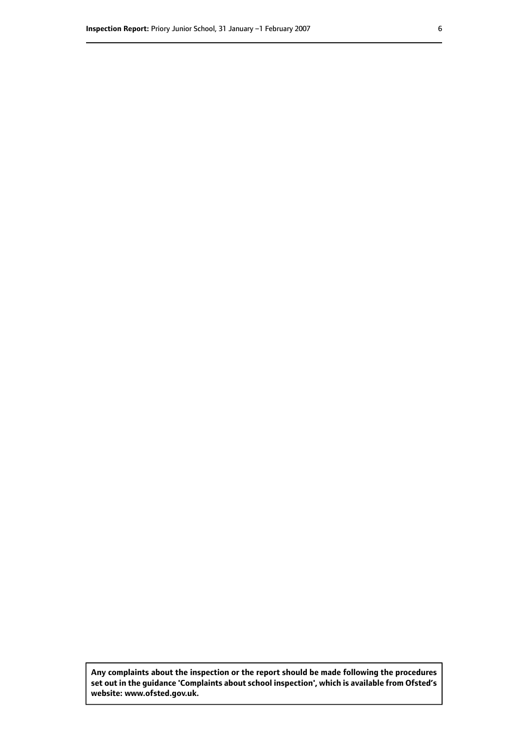**Any complaints about the inspection or the report should be made following the procedures set out in the guidance 'Complaints about school inspection', which is available from Ofsted's website: www.ofsted.gov.uk.**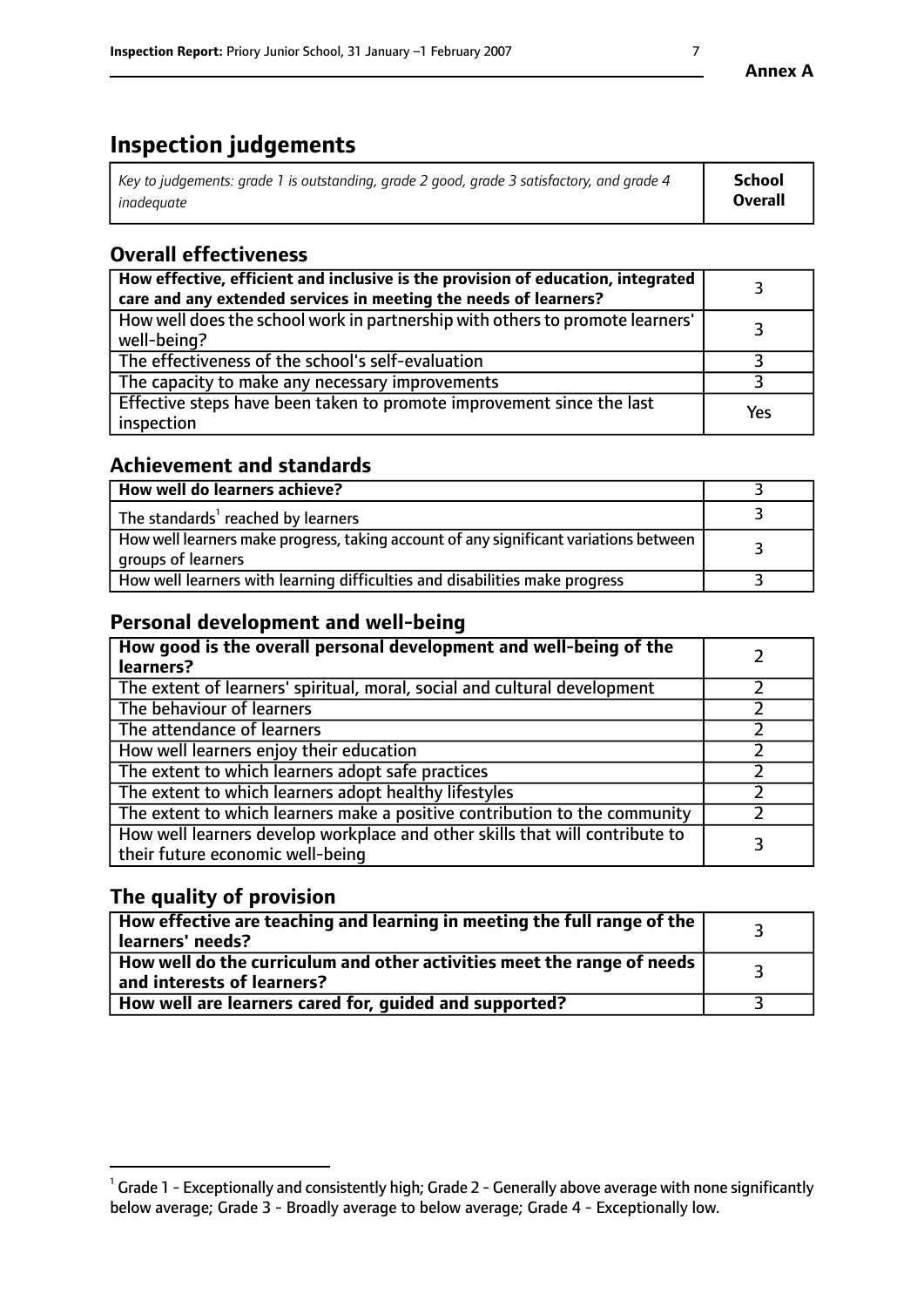# Inspection judgements

| *Key to judgements: grade 1 is outstanding, grade 2 good, grade 3 satisfactory, and grade 4 inadequate* | **School Overall** |
|---|---|

## Overall effectiveness

| | |
|---|---|
| **How effective, efficient and inclusive is the provision of education, integrated care and any extended services in meeting the needs of learners?** | 3 |
| How well does the school work in partnership with others to promote learners' well-being? | 3 |
| The effectiveness of the school's self-evaluation | 3 |
| The capacity to make any necessary improvements | 3 |
| Effective steps have been taken to promote improvement since the last inspection | Yes |

## Achievement and standards

| | |
|---|---|
| **How well do learners achieve?** | 3 |
| The standards[1] reached by learners | 3 |
| How well learners make progress, taking account of any significant variations between groups of learners | 3 |
| How well learners with learning difficulties and disabilities make progress | 3 |

## Personal development and well-being

| | |
|---|---|
| **How good is the overall personal development and well-being of the learners?** | 2 |
| The extent of learners' spiritual, moral, social and cultural development | 2 |
| The behaviour of learners | 2 |
| The attendance of learners | 2 |
| How well learners enjoy their education | 2 |
| The extent to which learners adopt safe practices | 2 |
| The extent to which learners adopt healthy lifestyles | 2 |
| The extent to which learners make a positive contribution to the community | 2 |
| How well learners develop workplace and other skills that will contribute to their future economic well-being | 3 |

## The quality of provision

| | |
|---|---|
| **How effective are teaching and learning in meeting the full range of the learners' needs?** | 3 |
| **How well do the curriculum and other activities meet the range of needs and interests of learners?** | 3 |
| **How well are learners cared for, guided and supported?** | 3 |

[1] Grade 1 - Exceptionally and consistently high; Grade 2 - Generally above average with none significantly below average; Grade 3 - Broadly average to below average; Grade 4 - Exceptionally low.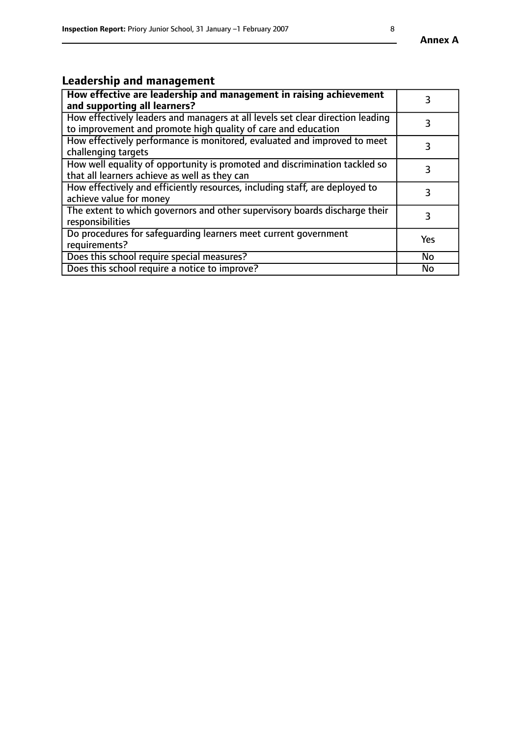## Leadership and management

| **How effective are leadership and management in raising achievement and supporting all learners?** | 3 |
|---|---|
| How effectively leaders and managers at all levels set clear direction leading to improvement and promote high quality of care and education | 3 |
| How effectively performance is monitored, evaluated and improved to meet challenging targets | 3 |
| How well equality of opportunity is promoted and discrimination tackled so that all learners achieve as well as they can | 3 |
| How effectively and efficiently resources, including staff, are deployed to achieve value for money | 3 |
| The extent to which governors and other supervisory boards discharge their responsibilities | 3 |
| Do procedures for safeguarding learners meet current government requirements? | Yes |
| Does this school require special measures? | No |
| Does this school require a notice to improve? | No |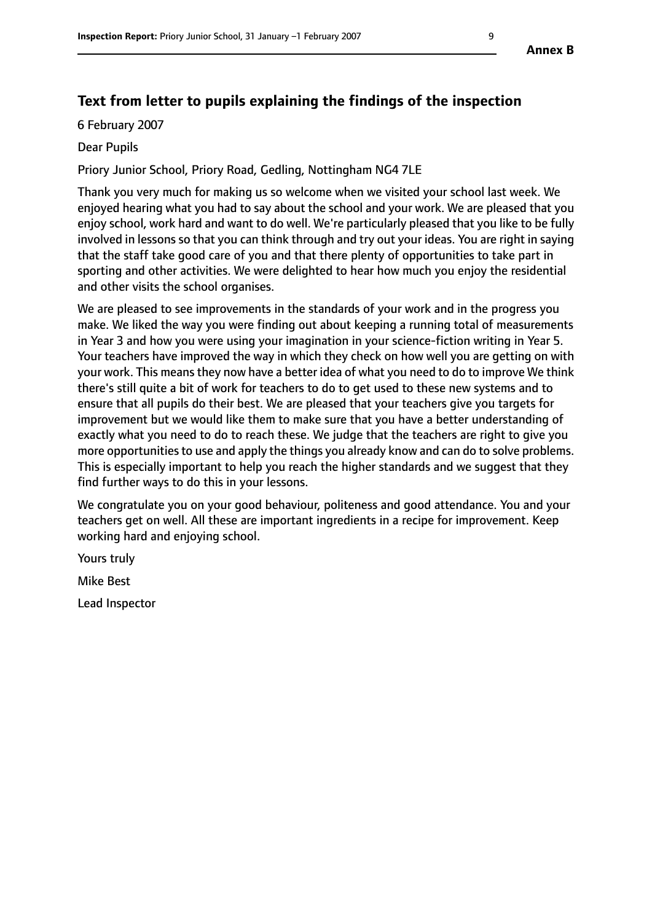## Text from letter to pupils explaining the findings of the inspection

6 February 2007

Dear Pupils

Priory Junior School, Priory Road, Gedling, Nottingham NG4 7LE

Thank you very much for making us so welcome when we visited your school last week. We enjoyed hearing what you had to say about the school and your work. We are pleased that you enjoy school, work hard and want to do well. We're particularly pleased that you like to be fully involved in lessons so that you can think through and try out your ideas. You are right in saying that the staff take good care of you and that there plenty of opportunities to take part in sporting and other activities. We were delighted to hear how much you enjoy the residential and other visits the school organises.

We are pleased to see improvements in the standards of your work and in the progress you make. We liked the way you were finding out about keeping a running total of measurements in Year 3 and how you were using your imagination in your science-fiction writing in Year 5. Your teachers have improved the way in which they check on how well you are getting on with your work. This means they now have a better idea of what you need to do to improve We think there's still quite a bit of work for teachers to do to get used to these new systems and to ensure that all pupils do their best. We are pleased that your teachers give you targets for improvement but we would like them to make sure that you have a better understanding of exactly what you need to do to reach these. We judge that the teachers are right to give you more opportunities to use and apply the things you already know and can do to solve problems. This is especially important to help you reach the higher standards and we suggest that they find further ways to do this in your lessons.

We congratulate you on your good behaviour, politeness and good attendance. You and your teachers get on well. All these are important ingredients in a recipe for improvement. Keep working hard and enjoying school.

Yours truly

Mike Best

Lead Inspector